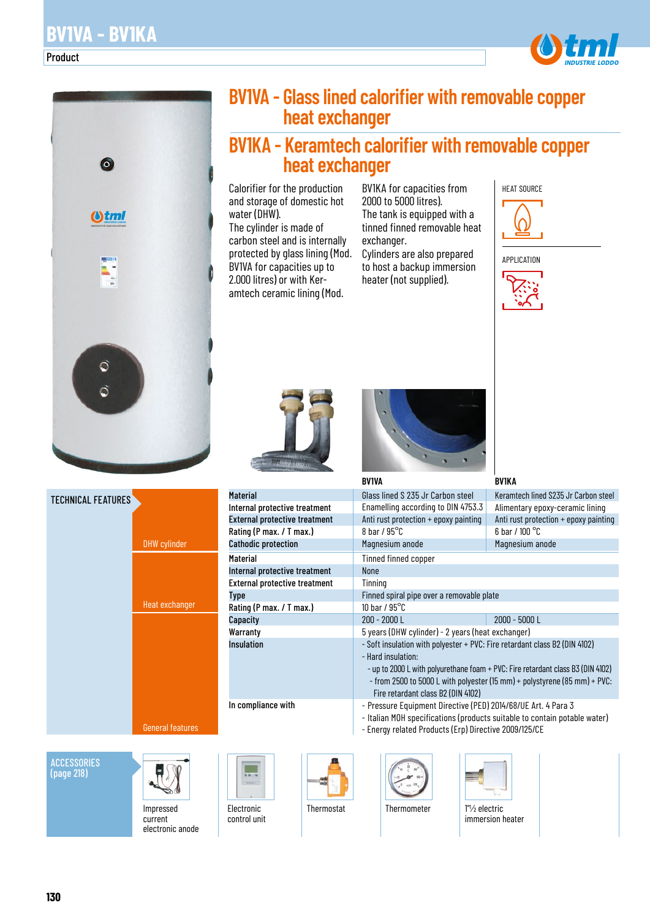# BV1VA - BV1KA

Product

## BV1VA - Glass lined calorifier with removable copper heat exchanger

## BV1KA - Keramtech calorifier with removable copper heat exchanger

Calorifier for the production and storage of domestic hot water (DHW).
The cylinder is made of carbon steel and is internally protected by glass lining (Mod. BV1VA for capacities up to 2.000 litres) or with Keramtech ceramic lining (Mod. BV1KA for capacities from 2000 to 5000 litres).
The tank is equipped with a tinned finned removable heat exchanger.
Cylinders are also prepared to host a backup immersion heater (not supplied).

HEAT SOURCE

APPLICATION

### TECHNICAL FEATURES

| Section | Feature | BV1VA | BV1KA |
|---|---|---|---|
| DHW cylinder | Material | Glass lined S 235 Jr Carbon steel | Keramtech lined S235 Jr Carbon steel |
| | Internal protective treatment | Enamelling according to DIN 4753.3 | Alimentary epoxy-ceramic lining |
| | External protective treatment | Anti rust protection + epoxy painting | Anti rust protection + epoxy painting |
| | Rating (P max. / T max.) | 8 bar / 95°C | 6 bar / 100 °C |
| | Cathodic protection | Magnesium anode | Magnesium anode |
| Heat exchanger | Material | Tinned finned copper | |
| | Internal protective treatment | None | |
| | External protective treatment | Tinning | |
| | Type | Finned spiral pipe over a removable plate | |
| | Rating (P max. / T max.) | 10 bar / 95°C | |
| General features | Capacity | 200 - 2000 L | 2000 - 5000 L |
| | Warranty | 5 years (DHW cylinder) - 2 years (heat exchanger) | |
| | Insulation | - Soft insulation with polyester + PVC: Fire retardant class B2 (DIN 4102)<br>- Hard insulation:<br>- up to 2000 L with polyurethane foam + PVC: Fire retardant class B3 (DIN 4102)<br>- from 2500 to 5000 L with polyester (15 mm) + polystyrene (85 mm) + PVC: Fire retardant class B2 (DIN 4102) | |
| | In compliance with | - Pressure Equipment Directive (PED) 2014/68/UE Art. 4 Para 3<br>- Italian MOH specifications (products suitable to contain potable water)<br>- Energy related Products (Erp) Directive 2009/125/CE | |

### ACCESSORIES (page 218)

- Impressed current electronic anode
- Electronic control unit
- Thermostat
- Thermometer
- 1"½ electric immersion heater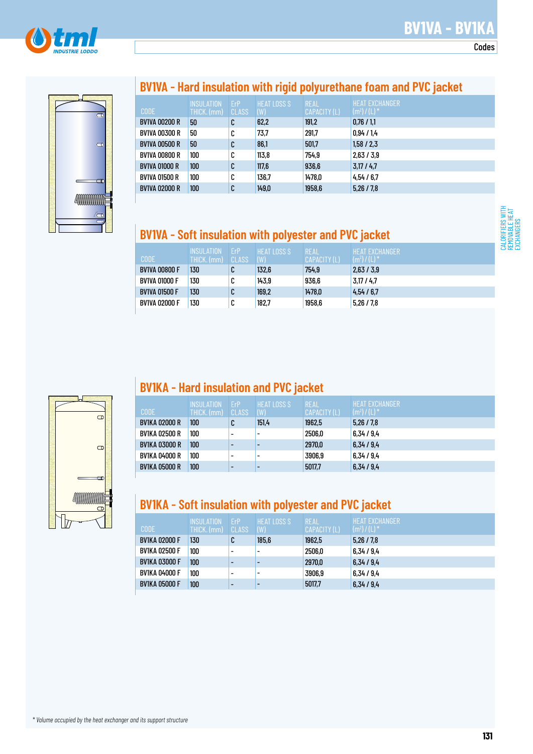# BV1VA - BV1KA

Codes

## BV1VA - Hard insulation with rigid polyurethane foam and PVC jacket

| CODE | INSULATION THICK. (mm) | ErP CLASS | HEAT LOSS S (W) | REAL CAPACITY (L) | HEAT EXCHANGER (m²) / (L)* |
|---|---|---|---|---|---|
| BV1VA 00200 R | 50 | C | 62,2 | 191,2 | 0,76 / 1,1 |
| BV1VA 00300 R | 50 | C | 73,7 | 291,7 | 0,94 / 1,4 |
| BV1VA 00500 R | 50 | C | 86,1 | 501,7 | 1,58 / 2,3 |
| BV1VA 00800 R | 100 | C | 113,8 | 754,9 | 2,63 / 3,9 |
| BV1VA 01000 R | 100 | C | 117,6 | 936,6 | 3,17 / 4,7 |
| BV1VA 01500 R | 100 | C | 136,7 | 1478,0 | 4,54 / 6,7 |
| BV1VA 02000 R | 100 | C | 149,0 | 1958,6 | 5,26 / 7,8 |

## BV1VA - Soft insulation with polyester and PVC jacket

| CODE | INSULATION THICK. (mm) | ErP CLASS | HEAT LOSS S (W) | REAL CAPACITY (L) | HEAT EXCHANGER (m²) / (L)* |
|---|---|---|---|---|---|
| BV1VA 00800 F | 130 | C | 132,6 | 754,9 | 2,63 / 3,9 |
| BV1VA 01000 F | 130 | C | 143,9 | 936,6 | 3,17 / 4,7 |
| BV1VA 01500 F | 130 | C | 169,2 | 1478,0 | 4,54 / 6,7 |
| BV1VA 02000 F | 130 | C | 182,7 | 1958,6 | 5,26 / 7,8 |

CALORIFIERS WITH REMOVABLE HEAT EXCHANGERS

## BV1KA - Hard insulation and PVC jacket

| CODE | INSULATION THICK. (mm) | ErP CLASS | HEAT LOSS S (W) | REAL CAPACITY (L) | HEAT EXCHANGER (m²) / (L)* |
|---|---|---|---|---|---|
| BV1KA 02000 R | 100 | C | 151,4 | 1962,5 | 5,26 / 7,8 |
| BV1KA 02500 R | 100 | - | - | 2506,0 | 6,34 / 9,4 |
| BV1KA 03000 R | 100 | - | - | 2970,0 | 6,34 / 9,4 |
| BV1KA 04000 R | 100 | - | - | 3906,9 | 6,34 / 9,4 |
| BV1KA 05000 R | 100 | - | - | 5017,7 | 6,34 / 9,4 |

## BV1KA - Soft insulation with polyester and PVC jacket

| CODE | INSULATION THICK. (mm) | ErP CLASS | HEAT LOSS S (W) | REAL CAPACITY (L) | HEAT EXCHANGER (m²) / (L)* |
|---|---|---|---|---|---|
| BV1KA 02000 F | 130 | C | 185,6 | 1962,5 | 5,26 / 7,8 |
| BV1KA 02500 F | 100 | - | - | 2506,0 | 6,34 / 9,4 |
| BV1KA 03000 F | 100 | - | - | 2970,0 | 6,34 / 9,4 |
| BV1KA 04000 F | 100 | - | - | 3906,9 | 6,34 / 9,4 |
| BV1KA 05000 F | 100 | - | - | 5017,7 | 6,34 / 9,4 |

*\* Volume occupied by the heat exchanger and its support structure*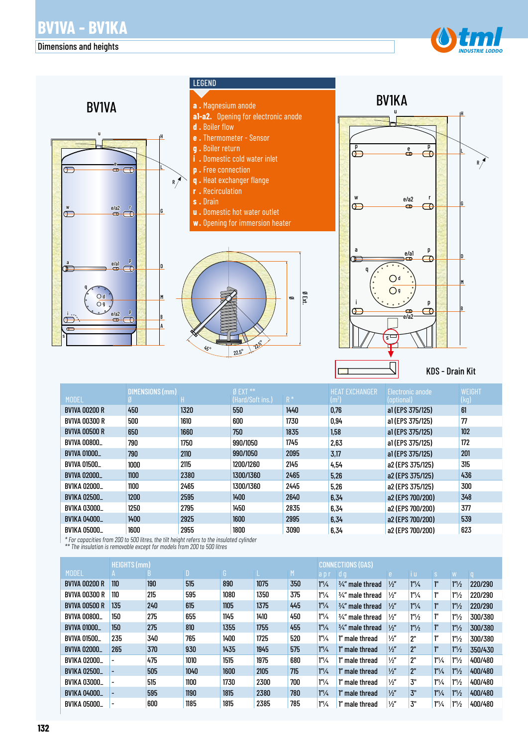# BV1VA - BV1KA

## Dimensions and heights

BV1VA

BV1KA

**LEGEND**

- **a .** Magnesium anode
- **a1-a2.** Opening for electronic anode
- **d .** Boiler flow
- **e .** Thermometer - Sensor
- **g .** Boiler return
- **i .** Domestic cold water inlet
- **p .** Free connection
- **q .** Heat exchanger flange
- **r .** Recirculation
- **s .** Drain
- **u .** Domestic hot water outlet
- **w.** Opening for immersion heater

KDS - Drain Kit

| MODEL | DIMENSIONS (mm) Ø | H | Ø EXT ** (Hard/Soft ins.) | R * | HEAT EXCHANGER (m²) | Electronic anode (optional) | WEIGHT (kg) |
|---|---|---|---|---|---|---|---|
| BV1VA 00200 R | 450 | 1320 | 550 | 1440 | 0,76 | a1 (EPS 375/125) | 61 |
| BV1VA 00300 R | 500 | 1610 | 600 | 1730 | 0,94 | a1 (EPS 375/125) | 77 |
| BV1VA 00500 R | 650 | 1660 | 750 | 1835 | 1,58 | a1 (EPS 375/125) | 102 |
| BV1VA 00800_ | 790 | 1750 | 990/1050 | 1745 | 2,63 | a1 (EPS 375/125) | 172 |
| BV1VA 01000_ | 790 | 2110 | 990/1050 | 2095 | 3,17 | a1 (EPS 375/125) | 201 |
| BV1VA 01500_ | 1000 | 2115 | 1200/1260 | 2145 | 4,54 | a2 (EPS 375/125) | 315 |
| BV1VA 02000_ | 1100 | 2380 | 1300/1360 | 2465 | 5,26 | a2 (EPS 375/125) | 436 |
| BV1KA 02000_ | 1100 | 2465 | 1300/1360 | 2445 | 5,26 | a2 (EPS 375/125) | 300 |
| BV1KA 02500_ | 1200 | 2595 | 1400 | 2640 | 6,34 | a2 (EPS 700/200) | 348 |
| BV1KA 03000_ | 1250 | 2795 | 1450 | 2835 | 6,34 | a2 (EPS 700/200) | 377 |
| BV1KA 04000_ | 1400 | 2925 | 1600 | 2995 | 6,34 | a2 (EPS 700/200) | 539 |
| BV1KA 05000_ | 1600 | 2955 | 1800 | 3090 | 6,34 | a2 (EPS 700/200) | 623 |

*\* For capacities from 200 to 500 litres, the tilt height refers to the insulated cylinder*
*\*\* The insulation is removable except for models from 200 to 500 litres*

| MODEL | HEIGHTS (mm) A | B | D | G | L | M | CONNECTIONS (GAS) a p r | d g | e | i u | s | w | q |
|---|---|---|---|---|---|---|---|---|---|---|---|---|---|
| BV1VA 00200 R | 110 | 190 | 515 | 890 | 1075 | 350 | 1"¼ | ¾" male thread | ½" | 1"¼ | 1" | 1"½ | 220/290 |
| BV1VA 00300 R | 110 | 215 | 595 | 1080 | 1350 | 375 | 1"¼ | ¾" male thread | ½" | 1"¼ | 1" | 1"½ | 220/290 |
| BV1VA 00500 R | 135 | 240 | 615 | 1105 | 1375 | 445 | 1"¼ | ¾" male thread | ½" | 1"¼ | 1" | 1"½ | 220/290 |
| BV1VA 00800_ | 150 | 275 | 655 | 1145 | 1410 | 450 | 1"¼ | ¾" male thread | ½" | 1"½ | 1" | 1"½ | 300/380 |
| BV1VA 01000_ | 150 | 275 | 810 | 1355 | 1755 | 455 | 1"¼ | ¾" male thread | ½" | 1"½ | 1" | 1"½ | 300/380 |
| BV1VA 01500_ | 235 | 340 | 765 | 1400 | 1725 | 520 | 1"¼ | 1" male thread | ½" | 2" | 1" | 1"½ | 300/380 |
| BV1VA 02000_ | 265 | 370 | 930 | 1435 | 1945 | 575 | 1"¼ | 1" male thread | ½" | 2" | 1" | 1"½ | 350/430 |
| BV1KA 02000_ | - | 475 | 1010 | 1515 | 1975 | 680 | 1"¼ | 1" male thread | ½" | 2" | 1"¼ | 1"½ | 400/480 |
| BV1KA 02500_ | - | 505 | 1040 | 1600 | 2105 | 715 | 1"¼ | 1" male thread | ½" | 2" | 1"¼ | 1"½ | 400/480 |
| BV1KA 03000_ | - | 515 | 1100 | 1730 | 2300 | 700 | 1"¼ | 1" male thread | ½" | 3" | 1"¼ | 1"½ | 400/480 |
| BV1KA 04000_ | - | 595 | 1190 | 1815 | 2380 | 780 | 1"¼ | 1" male thread | ½" | 3" | 1"¼ | 1"½ | 400/480 |
| BV1KA 05000_ | - | 600 | 1185 | 1815 | 2385 | 785 | 1"¼ | 1" male thread | ½" | 3" | 1"¼ | 1"½ | 400/480 |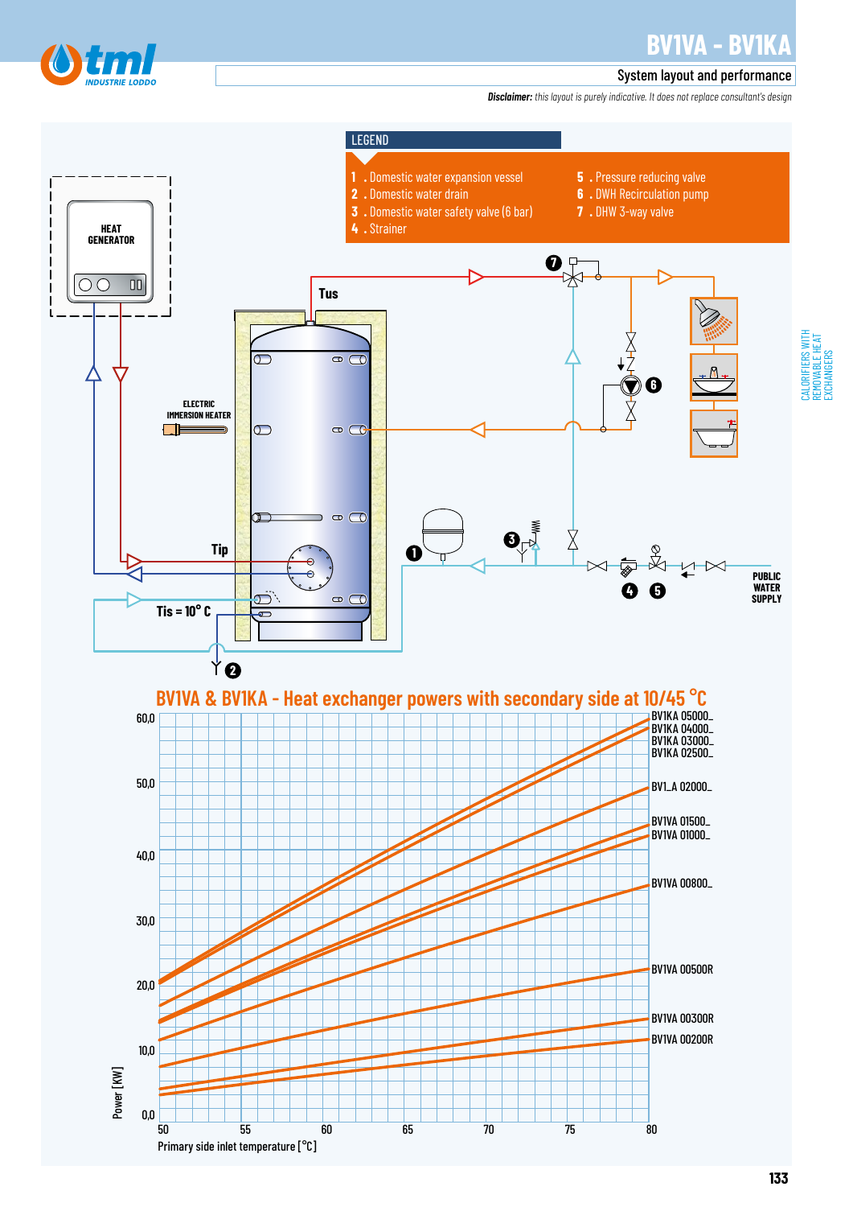# BV1VA - BV1KA

## System layout and performance

***Disclaimer:*** *this layout is purely indicative. It does not replace consultant's design*

**LEGEND**

1. Domestic water expansion vessel
2. Domestic water drain
3. Domestic water safety valve (6 bar)
4. Strainer
5. Pressure reducing valve
6. DWH Recirculation pump
7. DHW 3-way valve

HEAT GENERATOR

ELECTRIC IMMERSION HEATER

Tus

Tip

Tis = 10° C

PUBLIC WATER SUPPLY

### BV1VA & BV1KA - Heat exchanger powers with secondary side at 10/45 °C

Power [kW] vs. Primary side inlet temperature [°C] (50–80)

Curves: BV1KA 05000_, BV1KA 04000_, BV1KA 03000_, BV1KA 02500_, BV1_A 02000_, BV1VA 01500_, BV1VA 01000_, BV1VA 00800_, BV1VA 00500R, BV1VA 00300R, BV1VA 00200R

CALORIFIERS WITH REMOVABLE HEAT EXCHANGERS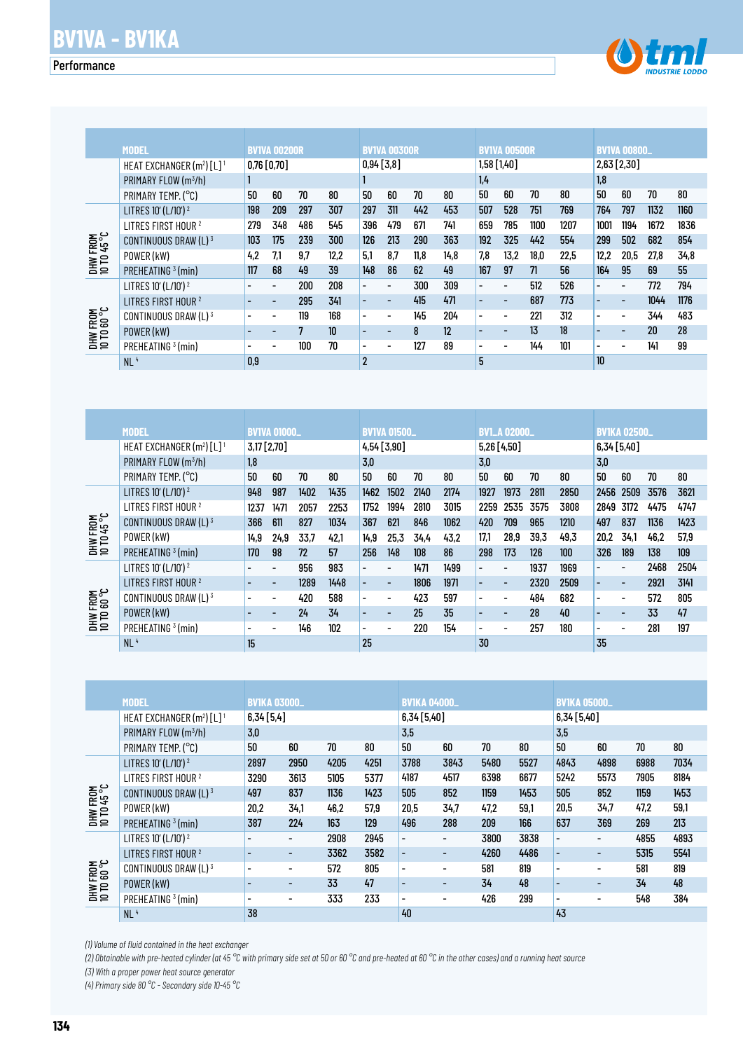# BV1VA - BV1KA

## Performance

| | MODEL | BV1VA 00200R | | | | BV1VA 00300R | | | | BV1VA 00500R | | | | BV1VA 00800_ | | | |
|---|---|---|---|---|---|---|---|---|---|---|---|---|---|---|---|---|---|
| | HEAT EXCHANGER (m²) [L] [1] | 0,76 [0,70] | | | | 0,94 [3,8] | | | | 1,58 [1,40] | | | | 2,63 [2,30] | | | |
| | PRIMARY FLOW (m³/h) | 1 | | | | 1 | | | | 1,4 | | | | 1,8 | | | |
| | PRIMARY TEMP. (°C) | 50 | 60 | 70 | 80 | 50 | 60 | 70 | 80 | 50 | 60 | 70 | 80 | 50 | 60 | 70 | 80 |
| DHW FROM 10 TO 45 °C | LITRES 10' (L/10') [2] | 198 | 209 | 297 | 307 | 297 | 311 | 442 | 453 | 507 | 528 | 751 | 769 | 764 | 797 | 1132 | 1160 |
| | LITRES FIRST HOUR [2] | 279 | 348 | 486 | 545 | 396 | 479 | 671 | 741 | 659 | 785 | 1100 | 1207 | 1001 | 1194 | 1672 | 1836 |
| | CONTINUOUS DRAW (L) [3] | 103 | 175 | 239 | 300 | 126 | 213 | 290 | 363 | 192 | 325 | 442 | 554 | 299 | 502 | 682 | 854 |
| | POWER (kW) | 4,2 | 7,1 | 9,7 | 12,2 | 5,1 | 8,7 | 11,8 | 14,8 | 7,8 | 13,2 | 18,0 | 22,5 | 12,2 | 20,5 | 27,8 | 34,8 |
| | PREHEATING [3] (min) | 117 | 68 | 49 | 39 | 148 | 86 | 62 | 49 | 167 | 97 | 71 | 56 | 164 | 95 | 69 | 55 |
| DHW FROM 10 TO 60 °C | LITRES 10' (L/10') [2] | - | - | 200 | 208 | - | - | 300 | 309 | - | - | 512 | 526 | - | - | 772 | 794 |
| | LITRES FIRST HOUR [2] | - | - | 295 | 341 | - | - | 415 | 471 | - | - | 687 | 773 | - | - | 1044 | 1176 |
| | CONTINUOUS DRAW (L) [3] | - | - | 119 | 168 | - | - | 145 | 204 | - | - | 221 | 312 | - | - | 344 | 483 |
| | POWER (kW) | - | - | 7 | 10 | - | - | 8 | 12 | - | - | 13 | 18 | - | - | 20 | 28 |
| | PREHEATING [3] (min) | - | - | 100 | 70 | - | - | 127 | 89 | - | - | 144 | 101 | - | - | 141 | 99 |
| | NL [4] | 0,9 | | | | 2 | | | | 5 | | | | 10 | | | |

| | MODEL | BV1VA 01000_ | | | | BV1VA 01500_ | | | | BV1_A 02000_ | | | | BV1KA 02500_ | | | |
|---|---|---|---|---|---|---|---|---|---|---|---|---|---|---|---|---|---|
| | HEAT EXCHANGER (m²) [L] [1] | 3,17 [2,70] | | | | 4,54 [3,90] | | | | 5,26 [4,50] | | | | 6,34 [5,40] | | | |
| | PRIMARY FLOW (m³/h) | 1,8 | | | | 3,0 | | | | 3,0 | | | | 3,0 | | | |
| | PRIMARY TEMP. (°C) | 50 | 60 | 70 | 80 | 50 | 60 | 70 | 80 | 50 | 60 | 70 | 80 | 50 | 60 | 70 | 80 |
| DHW FROM 10 TO 45 °C | LITRES 10' (L/10') [2] | 948 | 987 | 1402 | 1435 | 1462 | 1502 | 2140 | 2174 | 1927 | 1973 | 2811 | 2850 | 2456 | 2509 | 3576 | 3621 |
| | LITRES FIRST HOUR [2] | 1237 | 1471 | 2057 | 2253 | 1752 | 1994 | 2810 | 3015 | 2259 | 2535 | 3575 | 3808 | 2849 | 3172 | 4475 | 4747 |
| | CONTINUOUS DRAW (L) [3] | 366 | 611 | 827 | 1034 | 367 | 621 | 846 | 1062 | 420 | 709 | 965 | 1210 | 497 | 837 | 1136 | 1423 |
| | POWER (kW) | 14,9 | 24,9 | 33,7 | 42,1 | 14,9 | 25,3 | 34,4 | 43,2 | 17,1 | 28,9 | 39,3 | 49,3 | 20,2 | 34,1 | 46,2 | 57,9 |
| | PREHEATING [3] (min) | 170 | 98 | 72 | 57 | 256 | 148 | 108 | 86 | 298 | 173 | 126 | 100 | 326 | 189 | 138 | 109 |
| DHW FROM 10 TO 60 °C | LITRES 10' (L/10') [2] | - | - | 956 | 983 | - | - | 1471 | 1499 | - | - | 1937 | 1969 | - | - | 2468 | 2504 |
| | LITRES FIRST HOUR [2] | - | - | 1289 | 1448 | - | - | 1806 | 1971 | - | - | 2320 | 2509 | - | - | 2921 | 3141 |
| | CONTINUOUS DRAW (L) [3] | - | - | 420 | 588 | - | - | 423 | 597 | - | - | 484 | 682 | - | - | 572 | 805 |
| | POWER (kW) | - | - | 24 | 34 | - | - | 25 | 35 | - | - | 28 | 40 | - | - | 33 | 47 |
| | PREHEATING [3] (min) | - | - | 146 | 102 | - | - | 220 | 154 | - | - | 257 | 180 | - | - | 281 | 197 |
| | NL [4] | 15 | | | | 25 | | | | 30 | | | | 35 | | | |

| | MODEL | BV1KA 03000_ | | | | BV1KA 04000_ | | | | BV1KA 05000_ | | | |
|---|---|---|---|---|---|---|---|---|---|---|---|---|---|
| | HEAT EXCHANGER (m²) [L] [1] | 6,34 [5,4] | | | | 6,34 [5,40] | | | | 6,34 [5,40] | | | |
| | PRIMARY FLOW (m³/h) | 3,0 | | | | 3,5 | | | | 3,5 | | | |
| | PRIMARY TEMP. (°C) | 50 | 60 | 70 | 80 | 50 | 60 | 70 | 80 | 50 | 60 | 70 | 80 |
| DHW FROM 10 TO 45 °C | LITRES 10' (L/10') [2] | 2897 | 2950 | 4205 | 4251 | 3788 | 3843 | 5480 | 5527 | 4843 | 4898 | 6988 | 7034 |
| | LITRES FIRST HOUR [2] | 3290 | 3613 | 5105 | 5377 | 4187 | 4517 | 6398 | 6677 | 5242 | 5573 | 7905 | 8184 |
| | CONTINUOUS DRAW (L) [3] | 497 | 837 | 1136 | 1423 | 505 | 852 | 1159 | 1453 | 505 | 852 | 1159 | 1453 |
| | POWER (kW) | 20,2 | 34,1 | 46,2 | 57,9 | 20,5 | 34,7 | 47,2 | 59,1 | 20,5 | 34,7 | 47,2 | 59,1 |
| | PREHEATING [3] (min) | 387 | 224 | 163 | 129 | 496 | 288 | 209 | 166 | 637 | 369 | 269 | 213 |
| DHW FROM 10 TO 60 °C | LITRES 10' (L/10') [2] | - | - | 2908 | 2945 | - | - | 3800 | 3838 | - | - | 4855 | 4893 |
| | LITRES FIRST HOUR [2] | - | - | 3362 | 3582 | - | - | 4260 | 4486 | - | - | 5315 | 5541 |
| | CONTINUOUS DRAW (L) [3] | - | - | 572 | 805 | - | - | 581 | 819 | - | - | 581 | 819 |
| | POWER (kW) | - | - | 33 | 47 | - | - | 34 | 48 | - | - | 34 | 48 |
| | PREHEATING [3] (min) | - | - | 333 | 233 | - | - | 426 | 299 | - | - | 548 | 384 |
| | NL [4] | 38 | | | | 40 | | | | 43 | | | |

*(1) Volume of fluid contained in the heat exchanger*

*(2) Obtainable with pre-heated cylinder (at 45 °C with primary side set at 50 or 60 °C and pre-heated at 60 °C in the other cases) and a running heat source*

*(3) With a proper power heat source generator*

*(4) Primary side 80 °C - Secondary side 10-45 °C*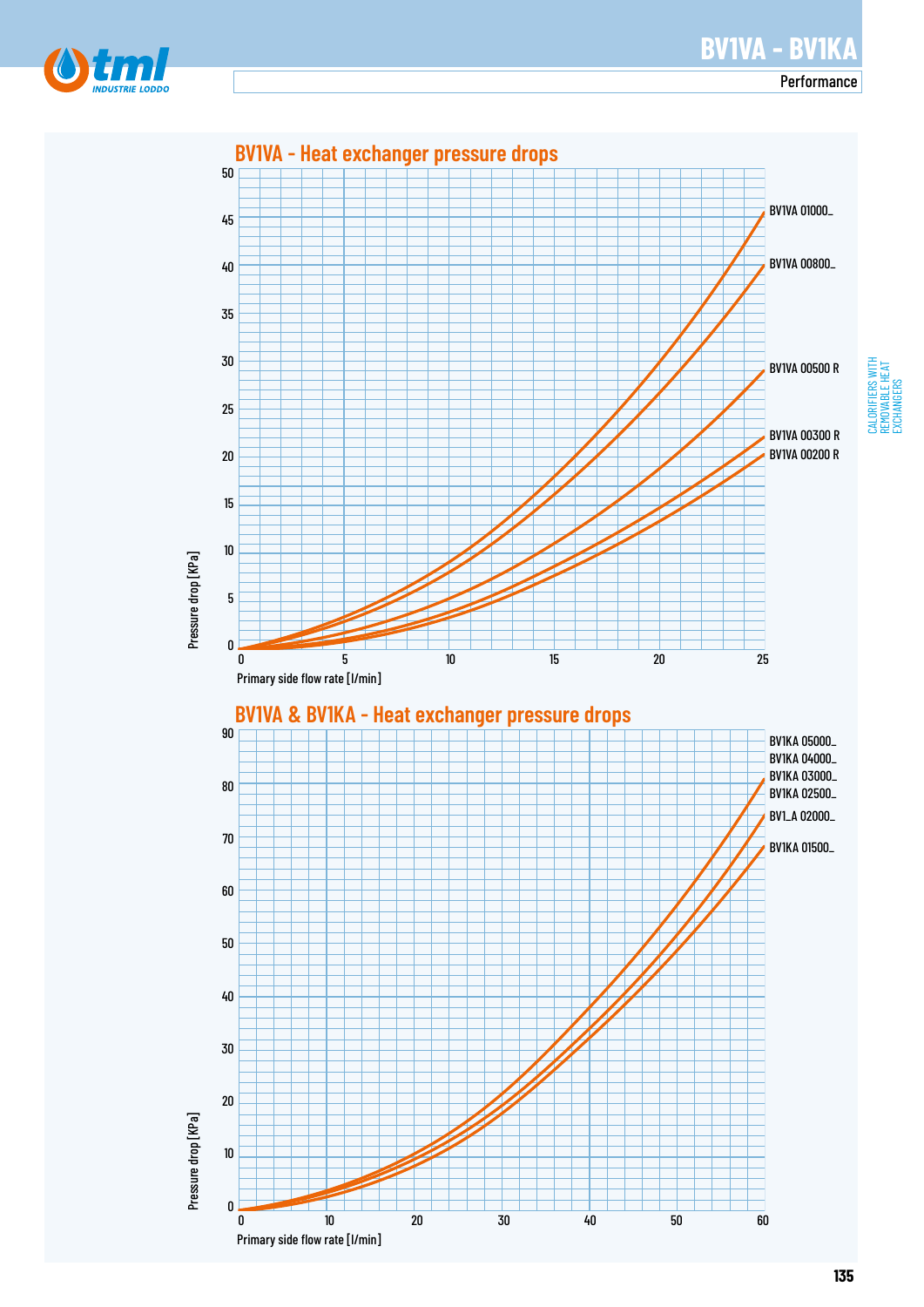# BV1VA - BV1KA

Performance

## BV1VA - Heat exchanger pressure drops

Pressure drop [KPa]

50
45
40
35
30
25
20
15
10
5
0

0
5
10
15
20
25

Primary side flow rate [l/min]

BV1VA 01000_
BV1VA 00800_
BV1VA 00500 R
BV1VA 00300 R
BV1VA 00200 R

## BV1VA & BV1KA - Heat exchanger pressure drops

Pressure drop [KPa]

90
80
70
60
50
40
30
20
10
0

0
10
20
30
40
50
60

Primary side flow rate [l/min]

BV1KA 05000_
BV1KA 04000_
BV1KA 03000_
BV1KA 02500_
BV1_A 02000_
BV1KA 01500_

CALORIFIERS WITH REMOVABLE HEAT EXCHANGERS